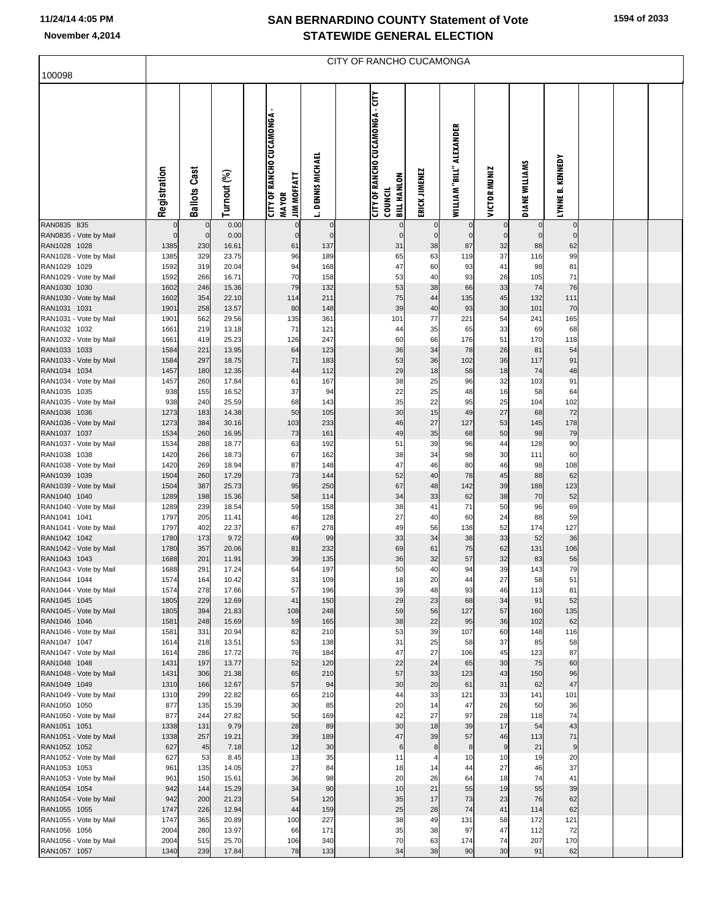# SAN BERNARDINO COUNTY Statement of Vote
# STATEWIDE GENERAL ELECTION

11/24/14 4:05 PM

November 4,2014

## CITY OF RANCHO CUCAMONGA

100098

| | Registration | Ballots Cast | Turnout (%) | CITY OF RANCHO CUCAMONGA - MAYOR JIM MOFFATT | L. DENNIS MICHAEL | CITY OF RANCHO CUCAMONGA - CITY COUNCIL BILL HANLON | ERICK JIMENEZ | WILLIAM "BILL" ALEXANDER | VICTOR MUNIZ | DIANE WILLIAMS | LYNNE B. KENNEDY |
|---|---|---|---|---|---|---|---|---|---|---|---|
| RAN0835 835 | 0 | 0 | 0.00 | 0 | 0 | 0 | 0 | 0 | 0 | 0 | 0 |
| RAN0835 - Vote by Mail | 0 | 0 | 0.00 | 0 | 0 | 0 | 0 | 0 | 0 | 0 | 0 |
| RAN1028 1028 | 1385 | 230 | 16.61 | 61 | 137 | 31 | 38 | 87 | 32 | 88 | 62 |
| RAN1028 - Vote by Mail | 1385 | 329 | 23.75 | 96 | 189 | 65 | 63 | 119 | 37 | 116 | 99 |
| RAN1029 1029 | 1592 | 319 | 20.04 | 94 | 168 | 47 | 60 | 93 | 41 | 98 | 81 |
| RAN1029 - Vote by Mail | 1592 | 266 | 16.71 | 70 | 158 | 53 | 40 | 93 | 26 | 105 | 71 |
| RAN1030 1030 | 1602 | 246 | 15.36 | 79 | 132 | 53 | 38 | 66 | 33 | 74 | 76 |
| RAN1030 - Vote by Mail | 1602 | 354 | 22.10 | 114 | 211 | 75 | 44 | 135 | 45 | 132 | 111 |
| RAN1031 1031 | 1901 | 258 | 13.57 | 80 | 148 | 39 | 40 | 93 | 30 | 101 | 70 |
| RAN1031 - Vote by Mail | 1901 | 562 | 29.56 | 135 | 361 | 101 | 77 | 221 | 54 | 241 | 165 |
| RAN1032 1032 | 1661 | 219 | 13.18 | 71 | 121 | 44 | 35 | 65 | 33 | 69 | 68 |
| RAN1032 - Vote by Mail | 1661 | 419 | 25.23 | 126 | 247 | 60 | 66 | 176 | 51 | 170 | 118 |
| RAN1033 1033 | 1584 | 221 | 13.95 | 64 | 123 | 36 | 34 | 78 | 26 | 81 | 54 |
| RAN1033 - Vote by Mail | 1584 | 297 | 18.75 | 71 | 183 | 53 | 36 | 102 | 36 | 117 | 91 |
| RAN1034 1034 | 1457 | 180 | 12.35 | 44 | 112 | 29 | 18 | 58 | 18 | 74 | 48 |
| RAN1034 - Vote by Mail | 1457 | 260 | 17.84 | 61 | 167 | 38 | 25 | 96 | 32 | 103 | 91 |
| RAN1035 1035 | 938 | 155 | 16.52 | 37 | 94 | 22 | 25 | 48 | 16 | 58 | 64 |
| RAN1035 - Vote by Mail | 938 | 240 | 25.59 | 68 | 143 | 35 | 22 | 95 | 25 | 104 | 102 |
| RAN1036 1036 | 1273 | 183 | 14.38 | 50 | 105 | 30 | 15 | 49 | 27 | 68 | 72 |
| RAN1036 - Vote by Mail | 1273 | 384 | 30.16 | 103 | 233 | 46 | 27 | 127 | 53 | 145 | 178 |
| RAN1037 1037 | 1534 | 260 | 16.95 | 73 | 161 | 49 | 35 | 68 | 50 | 98 | 79 |
| RAN1037 - Vote by Mail | 1534 | 288 | 18.77 | 63 | 192 | 51 | 39 | 96 | 44 | 128 | 90 |
| RAN1038 1038 | 1420 | 266 | 18.73 | 67 | 162 | 38 | 34 | 98 | 30 | 111 | 60 |
| RAN1038 - Vote by Mail | 1420 | 269 | 18.94 | 87 | 148 | 47 | 46 | 80 | 46 | 98 | 108 |
| RAN1039 1039 | 1504 | 260 | 17.29 | 73 | 144 | 52 | 40 | 78 | 45 | 88 | 62 |
| RAN1039 - Vote by Mail | 1504 | 387 | 25.73 | 95 | 250 | 67 | 48 | 142 | 39 | 188 | 123 |
| RAN1040 1040 | 1289 | 198 | 15.36 | 58 | 114 | 34 | 33 | 62 | 38 | 70 | 52 |
| RAN1040 - Vote by Mail | 1289 | 239 | 18.54 | 59 | 158 | 38 | 41 | 71 | 50 | 96 | 69 |
| RAN1041 1041 | 1797 | 205 | 11.41 | 46 | 128 | 27 | 40 | 60 | 24 | 88 | 59 |
| RAN1041 - Vote by Mail | 1797 | 402 | 22.37 | 67 | 278 | 49 | 56 | 138 | 52 | 174 | 127 |
| RAN1042 1042 | 1780 | 173 | 9.72 | 49 | 99 | 33 | 34 | 38 | 33 | 52 | 36 |
| RAN1042 - Vote by Mail | 1780 | 357 | 20.06 | 81 | 232 | 69 | 61 | 75 | 62 | 131 | 106 |
| RAN1043 1043 | 1688 | 201 | 11.91 | 39 | 135 | 36 | 32 | 57 | 32 | 83 | 56 |
| RAN1043 - Vote by Mail | 1688 | 291 | 17.24 | 64 | 197 | 50 | 40 | 94 | 39 | 143 | 79 |
| RAN1044 1044 | 1574 | 164 | 10.42 | 31 | 109 | 18 | 20 | 44 | 27 | 58 | 51 |
| RAN1044 - Vote by Mail | 1574 | 278 | 17.66 | 57 | 196 | 39 | 48 | 93 | 46 | 113 | 81 |
| RAN1045 1045 | 1805 | 229 | 12.69 | 41 | 150 | 29 | 23 | 68 | 34 | 91 | 52 |
| RAN1045 - Vote by Mail | 1805 | 394 | 21.83 | 108 | 248 | 59 | 56 | 127 | 57 | 160 | 135 |
| RAN1046 1046 | 1581 | 248 | 15.69 | 59 | 165 | 38 | 22 | 95 | 36 | 102 | 62 |
| RAN1046 - Vote by Mail | 1581 | 331 | 20.94 | 82 | 210 | 53 | 39 | 107 | 60 | 148 | 116 |
| RAN1047 1047 | 1614 | 218 | 13.51 | 53 | 138 | 31 | 25 | 58 | 37 | 85 | 58 |
| RAN1047 - Vote by Mail | 1614 | 286 | 17.72 | 76 | 184 | 47 | 27 | 106 | 45 | 123 | 87 |
| RAN1048 1048 | 1431 | 197 | 13.77 | 52 | 120 | 22 | 24 | 65 | 30 | 75 | 60 |
| RAN1048 - Vote by Mail | 1431 | 306 | 21.38 | 65 | 210 | 57 | 33 | 123 | 43 | 150 | 96 |
| RAN1049 1049 | 1310 | 166 | 12.67 | 57 | 94 | 30 | 20 | 61 | 31 | 62 | 47 |
| RAN1049 - Vote by Mail | 1310 | 299 | 22.82 | 65 | 210 | 44 | 33 | 121 | 33 | 141 | 101 |
| RAN1050 1050 | 877 | 135 | 15.39 | 30 | 85 | 20 | 14 | 47 | 26 | 50 | 36 |
| RAN1050 - Vote by Mail | 877 | 244 | 27.82 | 50 | 169 | 42 | 27 | 97 | 28 | 118 | 74 |
| RAN1051 1051 | 1338 | 131 | 9.79 | 28 | 89 | 30 | 18 | 39 | 17 | 54 | 43 |
| RAN1051 - Vote by Mail | 1338 | 257 | 19.21 | 39 | 189 | 47 | 39 | 57 | 46 | 113 | 71 |
| RAN1052 1052 | 627 | 45 | 7.18 | 12 | 30 | 6 | 8 | 8 | 9 | 21 | 9 |
| RAN1052 - Vote by Mail | 627 | 53 | 8.45 | 13 | 35 | 11 | 4 | 10 | 10 | 19 | 20 |
| RAN1053 1053 | 961 | 135 | 14.05 | 27 | 84 | 18 | 14 | 44 | 27 | 46 | 37 |
| RAN1053 - Vote by Mail | 961 | 150 | 15.61 | 36 | 98 | 20 | 26 | 64 | 18 | 74 | 41 |
| RAN1054 1054 | 942 | 144 | 15.29 | 34 | 90 | 10 | 21 | 55 | 19 | 55 | 39 |
| RAN1054 - Vote by Mail | 942 | 200 | 21.23 | 54 | 120 | 35 | 17 | 73 | 23 | 76 | 62 |
| RAN1055 1055 | 1747 | 226 | 12.94 | 44 | 159 | 25 | 28 | 74 | 41 | 114 | 62 |
| RAN1055 - Vote by Mail | 1747 | 365 | 20.89 | 100 | 227 | 38 | 49 | 131 | 58 | 172 | 121 |
| RAN1056 1056 | 2004 | 280 | 13.97 | 66 | 171 | 35 | 38 | 97 | 47 | 112 | 72 |
| RAN1056 - Vote by Mail | 2004 | 515 | 25.70 | 106 | 340 | 70 | 63 | 174 | 74 | 207 | 170 |
| RAN1057 1057 | 1340 | 239 | 17.84 | 78 | 133 | 34 | 38 | 90 | 30 | 91 | 62 |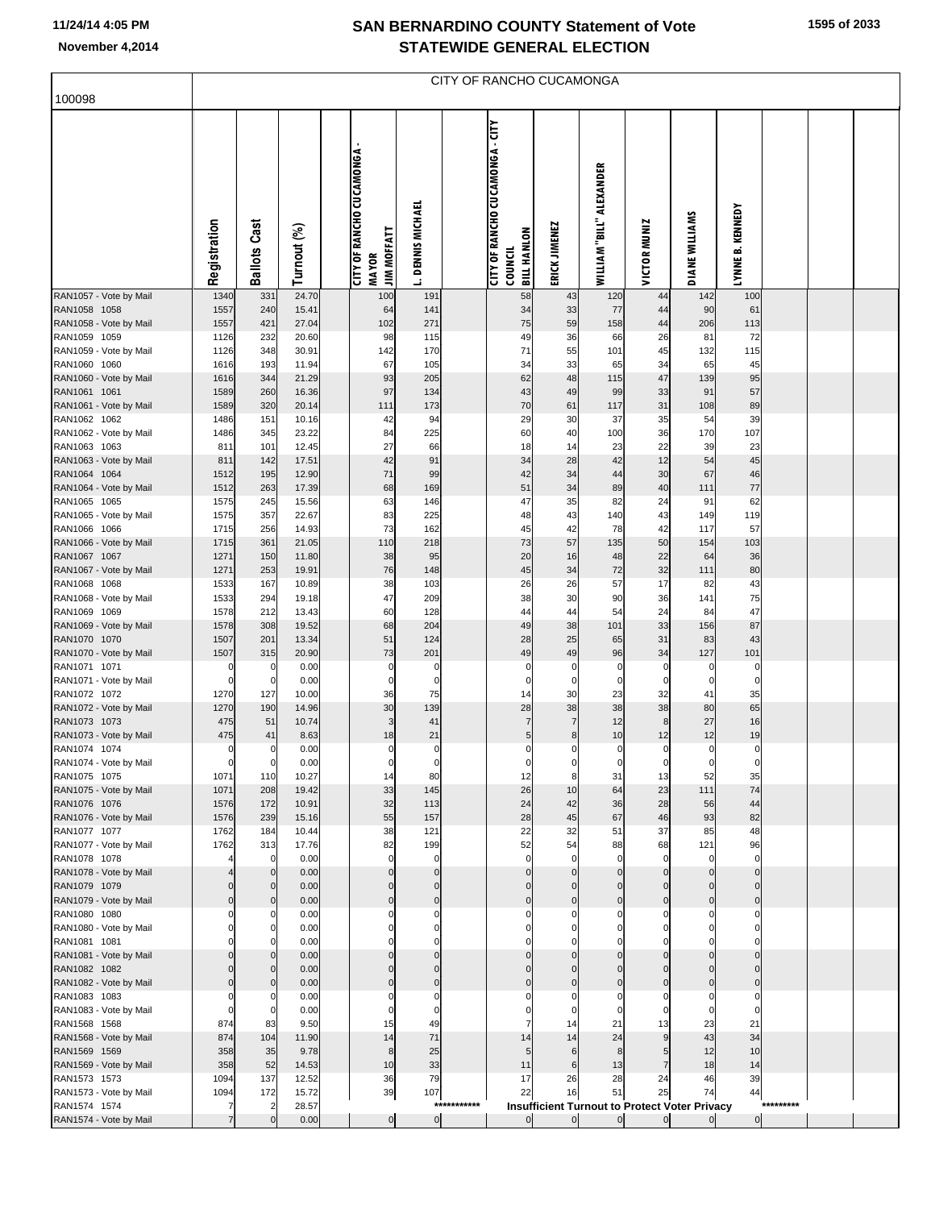# SAN BERNARDINO COUNTY Statement of Vote
# STATEWIDE GENERAL ELECTION

11/24/14 4:05 PM
November 4,2014

100098

CITY OF RANCHO CUCAMONGA

| | Registration | Ballots Cast | Turnout (%) | | CITY OF RANCHO CUCAMONGA - MAYOR JIM MOFFATT | L. DENNIS MICHAEL | | CITY OF RANCHO CUCAMONGA - CITY COUNCIL BILL HANLON | ERICK JIMENEZ | WILLIAM "BILL" ALEXANDER | VICTOR MUNIZ | DIANE WILLIAMS | LYNNE B. KENNEDY | | | |
|---|---|---|---|---|---|---|---|---|---|---|---|---|---|---|---|---|
| RAN1057 - Vote by Mail | 1340 | 331 | 24.70 | | 100 | 191 | | 58 | 43 | 120 | 44 | 142 | 100 | | | |
| RAN1058 1058 | 1557 | 240 | 15.41 | | 64 | 141 | | 34 | 33 | 77 | 44 | 90 | 61 | | | |
| RAN1058 - Vote by Mail | 1557 | 421 | 27.04 | | 102 | 271 | | 75 | 59 | 158 | 44 | 206 | 113 | | | |
| RAN1059 1059 | 1126 | 232 | 20.60 | | 98 | 115 | | 49 | 36 | 66 | 26 | 81 | 72 | | | |
| RAN1059 - Vote by Mail | 1126 | 348 | 30.91 | | 142 | 170 | | 71 | 55 | 101 | 45 | 132 | 115 | | | |
| RAN1060 1060 | 1616 | 193 | 11.94 | | 67 | 105 | | 34 | 33 | 65 | 34 | 65 | 45 | | | |
| RAN1060 - Vote by Mail | 1616 | 344 | 21.29 | | 93 | 205 | | 62 | 48 | 115 | 47 | 139 | 95 | | | |
| RAN1061 1061 | 1589 | 260 | 16.36 | | 97 | 134 | | 43 | 49 | 99 | 33 | 91 | 57 | | | |
| RAN1061 - Vote by Mail | 1589 | 320 | 20.14 | | 111 | 173 | | 70 | 61 | 117 | 31 | 108 | 89 | | | |
| RAN1062 1062 | 1486 | 151 | 10.16 | | 42 | 94 | | 29 | 30 | 37 | 35 | 54 | 39 | | | |
| RAN1062 - Vote by Mail | 1486 | 345 | 23.22 | | 84 | 225 | | 60 | 40 | 100 | 36 | 170 | 107 | | | |
| RAN1063 1063 | 811 | 101 | 12.45 | | 27 | 66 | | 18 | 14 | 23 | 22 | 39 | 23 | | | |
| RAN1063 - Vote by Mail | 811 | 142 | 17.51 | | 42 | 91 | | 34 | 28 | 42 | 12 | 54 | 45 | | | |
| RAN1064 1064 | 1512 | 195 | 12.90 | | 71 | 99 | | 42 | 34 | 44 | 30 | 67 | 46 | | | |
| RAN1064 - Vote by Mail | 1512 | 263 | 17.39 | | 68 | 169 | | 51 | 34 | 89 | 40 | 111 | 77 | | | |
| RAN1065 1065 | 1575 | 245 | 15.56 | | 63 | 146 | | 47 | 35 | 82 | 24 | 91 | 62 | | | |
| RAN1065 - Vote by Mail | 1575 | 357 | 22.67 | | 83 | 225 | | 48 | 43 | 140 | 43 | 149 | 119 | | | |
| RAN1066 1066 | 1715 | 256 | 14.93 | | 73 | 162 | | 45 | 42 | 78 | 42 | 117 | 57 | | | |
| RAN1066 - Vote by Mail | 1715 | 361 | 21.05 | | 110 | 218 | | 73 | 57 | 135 | 50 | 154 | 103 | | | |
| RAN1067 1067 | 1271 | 150 | 11.80 | | 38 | 95 | | 20 | 16 | 48 | 22 | 64 | 36 | | | |
| RAN1067 - Vote by Mail | 1271 | 253 | 19.91 | | 76 | 148 | | 45 | 34 | 72 | 32 | 111 | 80 | | | |
| RAN1068 1068 | 1533 | 167 | 10.89 | | 38 | 103 | | 26 | 26 | 57 | 17 | 82 | 43 | | | |
| RAN1068 - Vote by Mail | 1533 | 294 | 19.18 | | 47 | 209 | | 38 | 30 | 90 | 36 | 141 | 75 | | | |
| RAN1069 1069 | 1578 | 212 | 13.43 | | 60 | 128 | | 44 | 44 | 54 | 24 | 84 | 47 | | | |
| RAN1069 - Vote by Mail | 1578 | 308 | 19.52 | | 68 | 204 | | 49 | 38 | 101 | 33 | 156 | 87 | | | |
| RAN1070 1070 | 1507 | 201 | 13.34 | | 51 | 124 | | 28 | 25 | 65 | 31 | 83 | 43 | | | |
| RAN1070 - Vote by Mail | 1507 | 315 | 20.90 | | 73 | 201 | | 49 | 49 | 96 | 34 | 127 | 101 | | | |
| RAN1071 1071 | 0 | 0 | 0.00 | | 0 | 0 | | 0 | 0 | 0 | 0 | 0 | 0 | | | |
| RAN1071 - Vote by Mail | 0 | 0 | 0.00 | | 0 | 0 | | 0 | 0 | 0 | 0 | 0 | 0 | | | |
| RAN1072 1072 | 1270 | 127 | 10.00 | | 36 | 75 | | 14 | 30 | 23 | 32 | 41 | 35 | | | |
| RAN1072 - Vote by Mail | 1270 | 190 | 14.96 | | 30 | 139 | | 28 | 38 | 38 | 38 | 80 | 65 | | | |
| RAN1073 1073 | 475 | 51 | 10.74 | | 3 | 41 | | 7 | 7 | 12 | 8 | 27 | 16 | | | |
| RAN1073 - Vote by Mail | 475 | 41 | 8.63 | | 18 | 21 | | 5 | 8 | 10 | 12 | 12 | 19 | | | |
| RAN1074 1074 | 0 | 0 | 0.00 | | 0 | 0 | | 0 | 0 | 0 | 0 | 0 | 0 | | | |
| RAN1074 - Vote by Mail | 0 | 0 | 0.00 | | 0 | 0 | | 0 | 0 | 0 | 0 | 0 | 0 | | | |
| RAN1075 1075 | 1071 | 110 | 10.27 | | 14 | 80 | | 12 | 8 | 31 | 13 | 52 | 35 | | | |
| RAN1075 - Vote by Mail | 1071 | 208 | 19.42 | | 33 | 145 | | 26 | 10 | 64 | 23 | 111 | 74 | | | |
| RAN1076 1076 | 1576 | 172 | 10.91 | | 32 | 113 | | 24 | 42 | 36 | 28 | 56 | 44 | | | |
| RAN1076 - Vote by Mail | 1576 | 239 | 15.16 | | 55 | 157 | | 28 | 45 | 67 | 46 | 93 | 82 | | | |
| RAN1077 1077 | 1762 | 184 | 10.44 | | 38 | 121 | | 22 | 32 | 51 | 37 | 85 | 48 | | | |
| RAN1077 - Vote by Mail | 1762 | 313 | 17.76 | | 82 | 199 | | 52 | 54 | 88 | 68 | 121 | 96 | | | |
| RAN1078 1078 | 4 | 0 | 0.00 | | 0 | 0 | | 0 | 0 | 0 | 0 | 0 | 0 | | | |
| RAN1078 - Vote by Mail | 4 | 0 | 0.00 | | 0 | 0 | | 0 | 0 | 0 | 0 | 0 | 0 | | | |
| RAN1079 1079 | 0 | 0 | 0.00 | | 0 | 0 | | 0 | 0 | 0 | 0 | 0 | 0 | | | |
| RAN1079 - Vote by Mail | 0 | 0 | 0.00 | | 0 | 0 | | 0 | 0 | 0 | 0 | 0 | 0 | | | |
| RAN1080 1080 | 0 | 0 | 0.00 | | 0 | 0 | | 0 | 0 | 0 | 0 | 0 | 0 | | | |
| RAN1080 - Vote by Mail | 0 | 0 | 0.00 | | 0 | 0 | | 0 | 0 | 0 | 0 | 0 | 0 | | | |
| RAN1081 1081 | 0 | 0 | 0.00 | | 0 | 0 | | 0 | 0 | 0 | 0 | 0 | 0 | | | |
| RAN1081 - Vote by Mail | 0 | 0 | 0.00 | | 0 | 0 | | 0 | 0 | 0 | 0 | 0 | 0 | | | |
| RAN1082 1082 | 0 | 0 | 0.00 | | 0 | 0 | | 0 | 0 | 0 | 0 | 0 | 0 | | | |
| RAN1082 - Vote by Mail | 0 | 0 | 0.00 | | 0 | 0 | | 0 | 0 | 0 | 0 | 0 | 0 | | | |
| RAN1083 1083 | 0 | 0 | 0.00 | | 0 | 0 | | 0 | 0 | 0 | 0 | 0 | 0 | | | |
| RAN1083 - Vote by Mail | 0 | 0 | 0.00 | | 0 | 0 | | 0 | 0 | 0 | 0 | 0 | 0 | | | |
| RAN1568 1568 | 874 | 83 | 9.50 | | 15 | 49 | | 7 | 14 | 21 | 13 | 23 | 21 | | | |
| RAN1568 - Vote by Mail | 874 | 104 | 11.90 | | 14 | 71 | | 14 | 14 | 24 | 9 | 43 | 34 | | | |
| RAN1569 1569 | 358 | 35 | 9.78 | | 8 | 25 | | 5 | 6 | 8 | 5 | 12 | 10 | | | |
| RAN1569 - Vote by Mail | 358 | 52 | 14.53 | | 10 | 33 | | 11 | 6 | 13 | 7 | 18 | 14 | | | |
| RAN1573 1573 | 1094 | 137 | 12.52 | | 36 | 79 | | 17 | 26 | 28 | 24 | 46 | 39 | | | |
| RAN1573 - Vote by Mail | 1094 | 172 | 15.72 | | 39 | 107 | | 22 | 16 | 51 | 25 | 74 | 44 | | | |
| RAN1574 1574 | 7 | 2 | 28.57 | | *********** | | | Insufficient Turnout to Protect Voter Privacy | | | | | | ********* | | |
| RAN1574 - Vote by Mail | 7 | 0 | 0.00 | | 0 | 0 | | 0 | 0 | 0 | 0 | 0 | 0 | | | |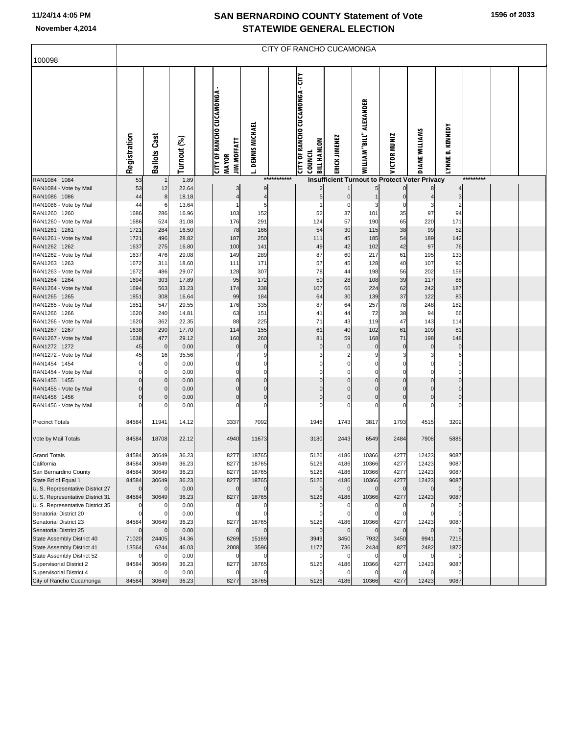# SAN BERNARDINO COUNTY Statement of Vote
# STATEWIDE GENERAL ELECTION

November 4,2014

## CITY OF RANCHO CUCAMONGA

100098

| | Registration | Ballots Cast | Turnout (%) | | CITY OF RANCHO CUCAMONGA - MAYOR JIM MOFFATT | L. DENNIS MICHAEL | | CITY OF RANCHO CUCAMONGA - CITY COUNCIL BILL HANLON | ERICK JIMENEZ | WILLIAM "BILL" ALEXANDER | VICTOR MUNIZ | DIANE WILLIAMS | LYNNE B. KENNEDY | | | |
|---|---|---|---|---|---|---|---|---|---|---|---|---|---|---|---|---|
| RAN1084 1084 | 53 | 1 | 1.89 | | | | *********** | Insufficient Turnout to Protect Voter Privacy | | | | | | ********* | | |
| RAN1084 - Vote by Mail | 53 | 12 | 22.64 | | 3 | 9 | | 2 | 1 | 5 | 0 | 8 | 4 | | | |
| RAN1086 1086 | 44 | 8 | 18.18 | | 4 | 4 | | 5 | 0 | 1 | 0 | 4 | 3 | | | |
| RAN1086 - Vote by Mail | 44 | 6 | 13.64 | | 1 | 5 | | 1 | 0 | 3 | 0 | 3 | 2 | | | |
| RAN1260 1260 | 1686 | 286 | 16.96 | | 103 | 152 | | 52 | 37 | 101 | 35 | 97 | 94 | | | |
| RAN1260 - Vote by Mail | 1686 | 524 | 31.08 | | 176 | 291 | | 124 | 57 | 190 | 65 | 220 | 171 | | | |
| RAN1261 1261 | 1721 | 284 | 16.50 | | 78 | 166 | | 54 | 30 | 115 | 38 | 99 | 52 | | | |
| RAN1261 - Vote by Mail | 1721 | 496 | 28.82 | | 187 | 250 | | 111 | 45 | 185 | 54 | 189 | 142 | | | |
| RAN1262 1262 | 1637 | 275 | 16.80 | | 100 | 141 | | 49 | 42 | 102 | 42 | 97 | 76 | | | |
| RAN1262 - Vote by Mail | 1637 | 476 | 29.08 | | 149 | 289 | | 87 | 60 | 217 | 61 | 195 | 133 | | | |
| RAN1263 1263 | 1672 | 311 | 18.60 | | 111 | 171 | | 57 | 45 | 128 | 40 | 107 | 90 | | | |
| RAN1263 - Vote by Mail | 1672 | 486 | 29.07 | | 128 | 307 | | 78 | 44 | 198 | 56 | 202 | 159 | | | |
| RAN1264 1264 | 1694 | 303 | 17.89 | | 95 | 172 | | 50 | 28 | 108 | 39 | 117 | 88 | | | |
| RAN1264 - Vote by Mail | 1694 | 563 | 33.23 | | 174 | 338 | | 107 | 66 | 224 | 62 | 242 | 187 | | | |
| RAN1265 1265 | 1851 | 308 | 16.64 | | 99 | 184 | | 64 | 30 | 139 | 37 | 122 | 83 | | | |
| RAN1265 - Vote by Mail | 1851 | 547 | 29.55 | | 176 | 335 | | 87 | 64 | 257 | 78 | 248 | 182 | | | |
| RAN1266 1266 | 1620 | 240 | 14.81 | | 63 | 151 | | 41 | 44 | 72 | 38 | 94 | 66 | | | |
| RAN1266 - Vote by Mail | 1620 | 362 | 22.35 | | 88 | 225 | | 71 | 43 | 119 | 47 | 143 | 114 | | | |
| RAN1267 1267 | 1638 | 290 | 17.70 | | 114 | 155 | | 61 | 40 | 102 | 61 | 109 | 81 | | | |
| RAN1267 - Vote by Mail | 1638 | 477 | 29.12 | | 160 | 260 | | 81 | 59 | 168 | 71 | 198 | 148 | | | |
| RAN1272 1272 | 45 | 0 | 0.00 | | 0 | 0 | | 0 | 0 | 0 | 0 | 0 | 0 | | | |
| RAN1272 - Vote by Mail | 45 | 16 | 35.56 | | 7 | 9 | | 3 | 2 | 9 | 3 | 3 | 6 | | | |
| RAN1454 1454 | 0 | 0 | 0.00 | | 0 | 0 | | 0 | 0 | 0 | 0 | 0 | 0 | | | |
| RAN1454 - Vote by Mail | 0 | 0 | 0.00 | | 0 | 0 | | 0 | 0 | 0 | 0 | 0 | 0 | | | |
| RAN1455 1455 | 0 | 0 | 0.00 | | 0 | 0 | | 0 | 0 | 0 | 0 | 0 | 0 | | | |
| RAN1455 - Vote by Mail | 0 | 0 | 0.00 | | 0 | 0 | | 0 | 0 | 0 | 0 | 0 | 0 | | | |
| RAN1456 1456 | 0 | 0 | 0.00 | | 0 | 0 | | 0 | 0 | 0 | 0 | 0 | 0 | | | |
| RAN1456 - Vote by Mail | 0 | 0 | 0.00 | | 0 | 0 | | 0 | 0 | 0 | 0 | 0 | 0 | | | |
| Precinct Totals | 84584 | 11941 | 14.12 | | 3337 | 7092 | | 1946 | 1743 | 3817 | 1793 | 4515 | 3202 | | | |
| Vote by Mail Totals | 84584 | 18708 | 22.12 | | 4940 | 11673 | | 3180 | 2443 | 6549 | 2484 | 7908 | 5885 | | | |
| Grand Totals | 84584 | 30649 | 36.23 | | 8277 | 18765 | | 5126 | 4186 | 10366 | 4277 | 12423 | 9087 | | | |
| California | 84584 | 30649 | 36.23 | | 8277 | 18765 | | 5126 | 4186 | 10366 | 4277 | 12423 | 9087 | | | |
| San Bernardino County | 84584 | 30649 | 36.23 | | 8277 | 18765 | | 5126 | 4186 | 10366 | 4277 | 12423 | 9087 | | | |
| State Bd of Equal 1 | 84584 | 30649 | 36.23 | | 8277 | 18765 | | 5126 | 4186 | 10366 | 4277 | 12423 | 9087 | | | |
| U. S. Representative District 27 | 0 | 0 | 0.00 | | 0 | 0 | | 0 | 0 | 0 | 0 | 0 | 0 | | | |
| U. S. Representative District 31 | 84584 | 30649 | 36.23 | | 8277 | 18765 | | 5126 | 4186 | 10366 | 4277 | 12423 | 9087 | | | |
| U. S. Representative District 35 | 0 | 0 | 0.00 | | 0 | 0 | | 0 | 0 | 0 | 0 | 0 | 0 | | | |
| Senatorial District 20 | 0 | 0 | 0.00 | | 0 | 0 | | 0 | 0 | 0 | 0 | 0 | 0 | | | |
| Senatorial District 23 | 84584 | 30649 | 36.23 | | 8277 | 18765 | | 5126 | 4186 | 10366 | 4277 | 12423 | 9087 | | | |
| Senatorial District 25 | 0 | 0 | 0.00 | | 0 | 0 | | 0 | 0 | 0 | 0 | 0 | 0 | | | |
| State Assembly District 40 | 71020 | 24405 | 34.36 | | 6269 | 15169 | | 3949 | 3450 | 7932 | 3450 | 9941 | 7215 | | | |
| State Assembly District 41 | 13564 | 6244 | 46.03 | | 2008 | 3596 | | 1177 | 736 | 2434 | 827 | 2482 | 1872 | | | |
| State Assembly District 52 | 0 | 0 | 0.00 | | 0 | 0 | | 0 | 0 | 0 | 0 | 0 | 0 | | | |
| Supervisorial District 2 | 84584 | 30649 | 36.23 | | 8277 | 18765 | | 5126 | 4186 | 10366 | 4277 | 12423 | 9087 | | | |
| Supervisorial District 4 | 0 | 0 | 0.00 | | 0 | 0 | | 0 | 0 | 0 | 0 | 0 | 0 | | | |
| City of Rancho Cucamonga | 84584 | 30649 | 36.23 | | 8277 | 18765 | | 5126 | 4186 | 10366 | 4277 | 12423 | 9087 | | | |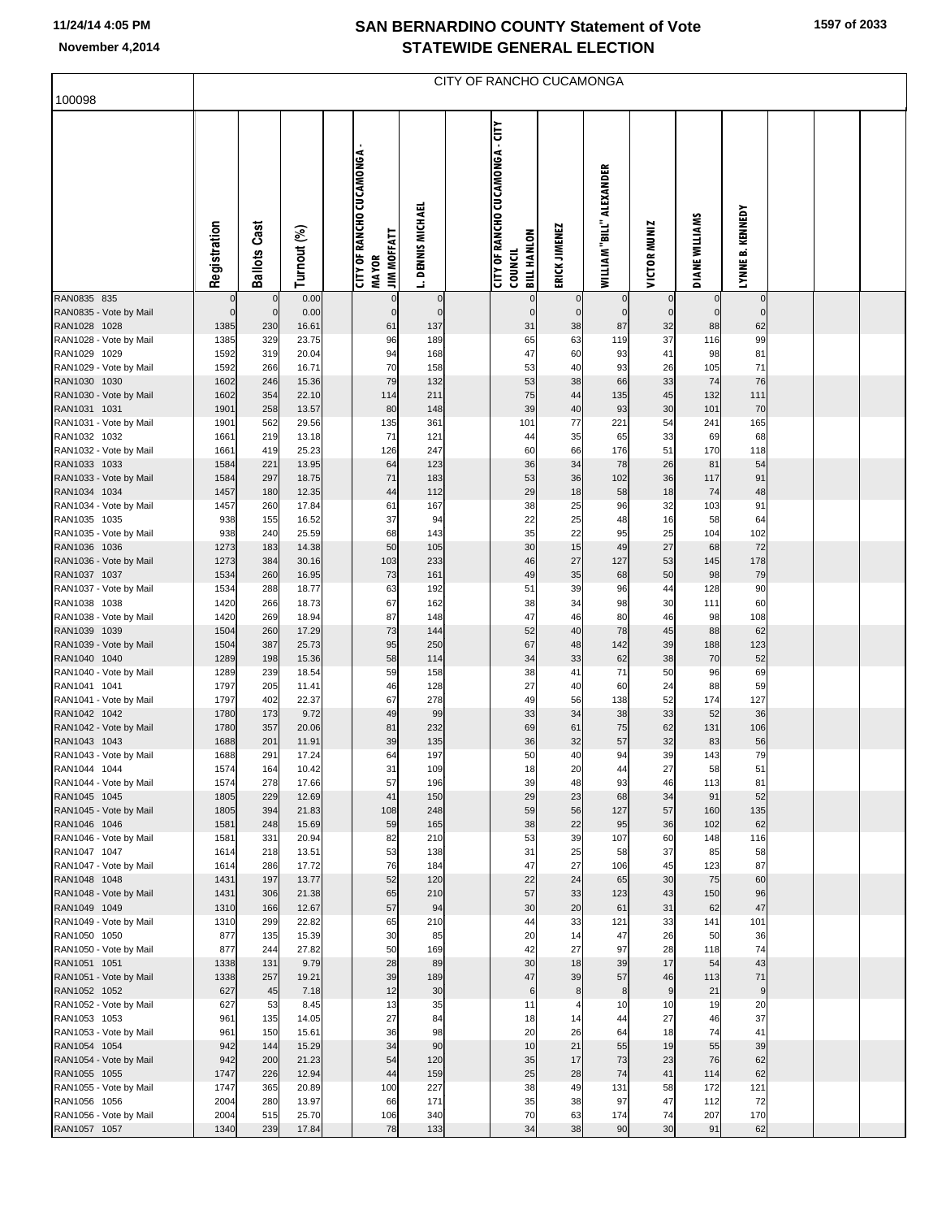# SAN BERNARDINO COUNTY Statement of Vote
## STATEWIDE GENERAL ELECTION

11/24/14 4:05 PM
November 4,2014

100098

CITY OF RANCHO CUCAMONGA

| | Registration | Ballots Cast | Turnout (%) | | CITY OF RANCHO CUCAMONGA - MAYOR JIM MOFFATT | L. DENNIS MICHAEL | | CITY OF RANCHO CUCAMONGA - CITY COUNCIL BILL HANLON | ERICK JIMENEZ | WILLIAM "BILL" ALEXANDER | VICTOR MUNIZ | DIANE WILLIAMS | LYNNE B. KENNEDY | | | |
|---|---|---|---|---|---|---|---|---|---|---|---|---|---|---|---|---|
| RAN0835 835 | 0 | 0 | 0.00 | | 0 | 0 | | 0 | 0 | 0 | 0 | 0 | 0 | | | |
| RAN0835 - Vote by Mail | 0 | 0 | 0.00 | | 0 | 0 | | 0 | 0 | 0 | 0 | 0 | 0 | | | |
| RAN1028 1028 | 1385 | 230 | 16.61 | | 61 | 137 | | 31 | 38 | 87 | 32 | 88 | 62 | | | |
| RAN1028 - Vote by Mail | 1385 | 329 | 23.75 | | 96 | 189 | | 65 | 63 | 119 | 37 | 116 | 99 | | | |
| RAN1029 1029 | 1592 | 319 | 20.04 | | 94 | 168 | | 47 | 60 | 93 | 41 | 98 | 81 | | | |
| RAN1029 - Vote by Mail | 1592 | 266 | 16.71 | | 70 | 158 | | 53 | 40 | 93 | 26 | 105 | 71 | | | |
| RAN1030 1030 | 1602 | 246 | 15.36 | | 79 | 132 | | 53 | 38 | 66 | 33 | 74 | 76 | | | |
| RAN1030 - Vote by Mail | 1602 | 354 | 22.10 | | 114 | 211 | | 75 | 44 | 135 | 45 | 132 | 111 | | | |
| RAN1031 1031 | 1901 | 258 | 13.57 | | 80 | 148 | | 39 | 40 | 93 | 30 | 101 | 70 | | | |
| RAN1031 - Vote by Mail | 1901 | 562 | 29.56 | | 135 | 361 | | 101 | 77 | 221 | 54 | 241 | 165 | | | |
| RAN1032 1032 | 1661 | 219 | 13.18 | | 71 | 121 | | 44 | 35 | 65 | 33 | 69 | 68 | | | |
| RAN1032 - Vote by Mail | 1661 | 419 | 25.23 | | 126 | 247 | | 60 | 66 | 176 | 51 | 170 | 118 | | | |
| RAN1033 1033 | 1584 | 221 | 13.95 | | 64 | 123 | | 36 | 34 | 78 | 26 | 81 | 54 | | | |
| RAN1033 - Vote by Mail | 1584 | 297 | 18.75 | | 71 | 183 | | 53 | 36 | 102 | 36 | 117 | 91 | | | |
| RAN1034 1034 | 1457 | 180 | 12.35 | | 44 | 112 | | 29 | 18 | 58 | 18 | 74 | 48 | | | |
| RAN1034 - Vote by Mail | 1457 | 260 | 17.84 | | 61 | 167 | | 38 | 25 | 96 | 32 | 103 | 91 | | | |
| RAN1035 1035 | 938 | 155 | 16.52 | | 37 | 94 | | 22 | 25 | 48 | 16 | 58 | 64 | | | |
| RAN1035 - Vote by Mail | 938 | 240 | 25.59 | | 68 | 143 | | 35 | 22 | 95 | 25 | 104 | 102 | | | |
| RAN1036 1036 | 1273 | 183 | 14.38 | | 50 | 105 | | 30 | 15 | 49 | 27 | 68 | 72 | | | |
| RAN1036 - Vote by Mail | 1273 | 384 | 30.16 | | 103 | 233 | | 46 | 27 | 127 | 53 | 145 | 178 | | | |
| RAN1037 1037 | 1534 | 260 | 16.95 | | 73 | 161 | | 49 | 35 | 68 | 50 | 98 | 79 | | | |
| RAN1037 - Vote by Mail | 1534 | 288 | 18.77 | | 63 | 192 | | 51 | 39 | 96 | 44 | 128 | 90 | | | |
| RAN1038 1038 | 1420 | 266 | 18.73 | | 67 | 162 | | 38 | 34 | 98 | 30 | 111 | 60 | | | |
| RAN1038 - Vote by Mail | 1420 | 269 | 18.94 | | 87 | 148 | | 47 | 46 | 80 | 46 | 98 | 108 | | | |
| RAN1039 1039 | 1504 | 260 | 17.29 | | 73 | 144 | | 52 | 40 | 78 | 45 | 88 | 62 | | | |
| RAN1039 - Vote by Mail | 1504 | 387 | 25.73 | | 95 | 250 | | 67 | 48 | 142 | 39 | 188 | 123 | | | |
| RAN1040 1040 | 1289 | 198 | 15.36 | | 58 | 114 | | 34 | 33 | 62 | 38 | 70 | 52 | | | |
| RAN1040 - Vote by Mail | 1289 | 239 | 18.54 | | 59 | 158 | | 38 | 41 | 71 | 50 | 96 | 69 | | | |
| RAN1041 1041 | 1797 | 205 | 11.41 | | 46 | 128 | | 27 | 40 | 60 | 24 | 88 | 59 | | | |
| RAN1041 - Vote by Mail | 1797 | 402 | 22.37 | | 67 | 278 | | 49 | 56 | 138 | 52 | 174 | 127 | | | |
| RAN1042 1042 | 1780 | 173 | 9.72 | | 49 | 99 | | 33 | 34 | 38 | 33 | 52 | 36 | | | |
| RAN1042 - Vote by Mail | 1780 | 357 | 20.06 | | 81 | 232 | | 69 | 61 | 75 | 62 | 131 | 106 | | | |
| RAN1043 1043 | 1688 | 201 | 11.91 | | 39 | 135 | | 36 | 32 | 57 | 32 | 83 | 56 | | | |
| RAN1043 - Vote by Mail | 1688 | 291 | 17.24 | | 64 | 197 | | 50 | 40 | 94 | 39 | 143 | 79 | | | |
| RAN1044 1044 | 1574 | 164 | 10.42 | | 31 | 109 | | 18 | 20 | 44 | 27 | 58 | 51 | | | |
| RAN1044 - Vote by Mail | 1574 | 278 | 17.66 | | 57 | 196 | | 39 | 48 | 93 | 46 | 113 | 81 | | | |
| RAN1045 1045 | 1805 | 229 | 12.69 | | 41 | 150 | | 29 | 23 | 68 | 34 | 91 | 52 | | | |
| RAN1045 - Vote by Mail | 1805 | 394 | 21.83 | | 108 | 248 | | 59 | 56 | 127 | 57 | 160 | 135 | | | |
| RAN1046 1046 | 1581 | 248 | 15.69 | | 59 | 165 | | 38 | 22 | 95 | 36 | 102 | 62 | | | |
| RAN1046 - Vote by Mail | 1581 | 331 | 20.94 | | 82 | 210 | | 53 | 39 | 107 | 60 | 148 | 116 | | | |
| RAN1047 1047 | 1614 | 218 | 13.51 | | 53 | 138 | | 31 | 25 | 58 | 37 | 85 | 58 | | | |
| RAN1047 - Vote by Mail | 1614 | 286 | 17.72 | | 76 | 184 | | 47 | 27 | 106 | 45 | 123 | 87 | | | |
| RAN1048 1048 | 1431 | 197 | 13.77 | | 52 | 120 | | 22 | 24 | 65 | 30 | 75 | 60 | | | |
| RAN1048 - Vote by Mail | 1431 | 306 | 21.38 | | 65 | 210 | | 57 | 33 | 123 | 43 | 150 | 96 | | | |
| RAN1049 1049 | 1310 | 166 | 12.67 | | 57 | 94 | | 30 | 20 | 61 | 31 | 62 | 47 | | | |
| RAN1049 - Vote by Mail | 1310 | 299 | 22.82 | | 65 | 210 | | 44 | 33 | 121 | 33 | 141 | 101 | | | |
| RAN1050 1050 | 877 | 135 | 15.39 | | 30 | 85 | | 20 | 14 | 47 | 26 | 50 | 36 | | | |
| RAN1050 - Vote by Mail | 877 | 244 | 27.82 | | 50 | 169 | | 42 | 27 | 97 | 28 | 118 | 74 | | | |
| RAN1051 1051 | 1338 | 131 | 9.79 | | 28 | 89 | | 30 | 18 | 39 | 17 | 54 | 43 | | | |
| RAN1051 - Vote by Mail | 1338 | 257 | 19.21 | | 39 | 189 | | 47 | 39 | 57 | 46 | 113 | 71 | | | |
| RAN1052 1052 | 627 | 45 | 7.18 | | 12 | 30 | | 6 | 8 | 8 | 9 | 21 | 9 | | | |
| RAN1052 - Vote by Mail | 627 | 53 | 8.45 | | 13 | 35 | | 11 | 4 | 10 | 10 | 19 | 20 | | | |
| RAN1053 1053 | 961 | 135 | 14.05 | | 27 | 84 | | 18 | 14 | 44 | 27 | 46 | 37 | | | |
| RAN1053 - Vote by Mail | 961 | 150 | 15.61 | | 36 | 98 | | 20 | 26 | 64 | 18 | 74 | 41 | | | |
| RAN1054 1054 | 942 | 144 | 15.29 | | 34 | 90 | | 10 | 21 | 55 | 19 | 55 | 39 | | | |
| RAN1054 - Vote by Mail | 942 | 200 | 21.23 | | 54 | 120 | | 35 | 17 | 73 | 23 | 76 | 62 | | | |
| RAN1055 1055 | 1747 | 226 | 12.94 | | 44 | 159 | | 25 | 28 | 74 | 41 | 114 | 62 | | | |
| RAN1055 - Vote by Mail | 1747 | 365 | 20.89 | | 100 | 227 | | 38 | 49 | 131 | 58 | 172 | 121 | | | |
| RAN1056 1056 | 2004 | 280 | 13.97 | | 66 | 171 | | 35 | 38 | 97 | 47 | 112 | 72 | | | |
| RAN1056 - Vote by Mail | 2004 | 515 | 25.70 | | 106 | 340 | | 70 | 63 | 174 | 74 | 207 | 170 | | | |
| RAN1057 1057 | 1340 | 239 | 17.84 | | 78 | 133 | | 34 | 38 | 90 | 30 | 91 | 62 | | | |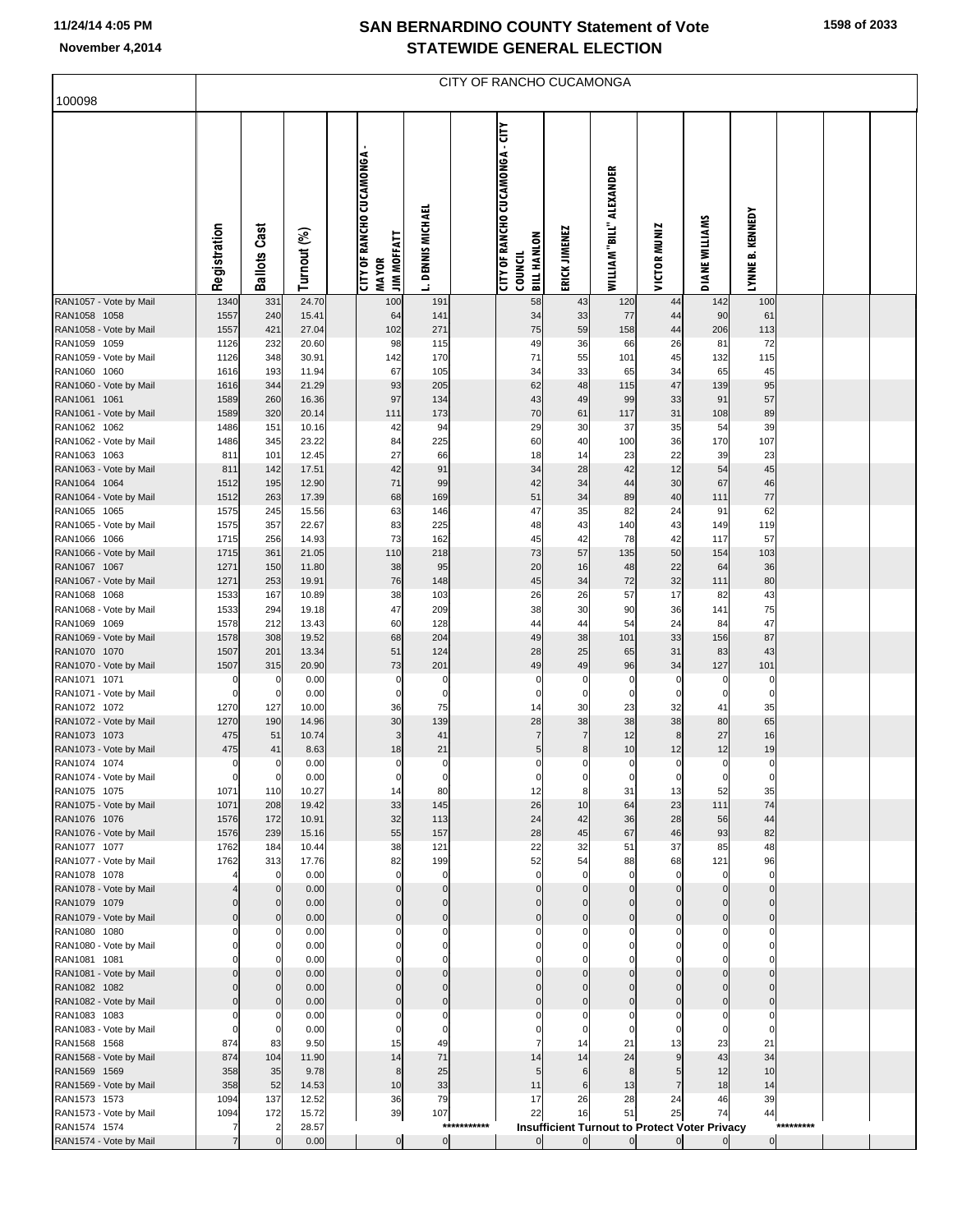# SAN BERNARDINO COUNTY Statement of Vote
## STATEWIDE GENERAL ELECTION

11/24/14 4:05 PM
November 4,2014

100098

CITY OF RANCHO CUCAMONGA

| | Registration | Ballots Cast | Turnout (%) | | CITY OF RANCHO CUCAMONGA - MAYOR JIM MOFFATT | L. DENNIS MICHAEL | | CITY OF RANCHO CUCAMONGA - CITY COUNCIL BILL HANLON | ERICK JIMENEZ | WILLIAM "BILL" ALEXANDER | VICTOR MUNIZ | DIANE WILLIAMS | LYNNE B. KENNEDY | | | |
|---|---|---|---|---|---|---|---|---|---|---|---|---|---|---|---|---|
| RAN1057 - Vote by Mail | 1340 | 331 | 24.70 | | 100 | 191 | | 58 | 43 | 120 | 44 | 142 | 100 | | | |
| RAN1058 1058 | 1557 | 240 | 15.41 | | 64 | 141 | | 34 | 33 | 77 | 44 | 90 | 61 | | | |
| RAN1058 - Vote by Mail | 1557 | 421 | 27.04 | | 102 | 271 | | 75 | 59 | 158 | 44 | 206 | 113 | | | |
| RAN1059 1059 | 1126 | 232 | 20.60 | | 98 | 115 | | 49 | 36 | 66 | 26 | 81 | 72 | | | |
| RAN1059 - Vote by Mail | 1126 | 348 | 30.91 | | 142 | 170 | | 71 | 55 | 101 | 45 | 132 | 115 | | | |
| RAN1060 1060 | 1616 | 193 | 11.94 | | 67 | 105 | | 34 | 33 | 65 | 34 | 65 | 45 | | | |
| RAN1060 - Vote by Mail | 1616 | 344 | 21.29 | | 93 | 205 | | 62 | 48 | 115 | 47 | 139 | 95 | | | |
| RAN1061 1061 | 1589 | 260 | 16.36 | | 97 | 134 | | 43 | 49 | 99 | 33 | 91 | 57 | | | |
| RAN1061 - Vote by Mail | 1589 | 320 | 20.14 | | 111 | 173 | | 70 | 61 | 117 | 31 | 108 | 89 | | | |
| RAN1062 1062 | 1486 | 151 | 10.16 | | 42 | 94 | | 29 | 30 | 37 | 35 | 54 | 39 | | | |
| RAN1062 - Vote by Mail | 1486 | 345 | 23.22 | | 84 | 225 | | 60 | 40 | 100 | 36 | 170 | 107 | | | |
| RAN1063 1063 | 811 | 101 | 12.45 | | 27 | 66 | | 18 | 14 | 23 | 22 | 39 | 23 | | | |
| RAN1063 - Vote by Mail | 811 | 142 | 17.51 | | 42 | 91 | | 34 | 28 | 42 | 12 | 54 | 45 | | | |
| RAN1064 1064 | 1512 | 195 | 12.90 | | 71 | 99 | | 42 | 34 | 44 | 30 | 67 | 46 | | | |
| RAN1064 - Vote by Mail | 1512 | 263 | 17.39 | | 68 | 169 | | 51 | 34 | 89 | 40 | 111 | 77 | | | |
| RAN1065 1065 | 1575 | 245 | 15.56 | | 63 | 146 | | 47 | 35 | 82 | 24 | 91 | 62 | | | |
| RAN1065 - Vote by Mail | 1575 | 357 | 22.67 | | 83 | 225 | | 48 | 43 | 140 | 43 | 149 | 119 | | | |
| RAN1066 1066 | 1715 | 256 | 14.93 | | 73 | 162 | | 45 | 42 | 78 | 42 | 117 | 57 | | | |
| RAN1066 - Vote by Mail | 1715 | 361 | 21.05 | | 110 | 218 | | 73 | 57 | 135 | 50 | 154 | 103 | | | |
| RAN1067 1067 | 1271 | 150 | 11.80 | | 38 | 95 | | 20 | 16 | 48 | 22 | 64 | 36 | | | |
| RAN1067 - Vote by Mail | 1271 | 253 | 19.91 | | 76 | 148 | | 45 | 34 | 72 | 32 | 111 | 80 | | | |
| RAN1068 1068 | 1533 | 167 | 10.89 | | 38 | 103 | | 26 | 26 | 57 | 17 | 82 | 43 | | | |
| RAN1068 - Vote by Mail | 1533 | 294 | 19.18 | | 47 | 209 | | 38 | 30 | 90 | 36 | 141 | 75 | | | |
| RAN1069 1069 | 1578 | 212 | 13.43 | | 60 | 128 | | 44 | 44 | 54 | 24 | 84 | 47 | | | |
| RAN1069 - Vote by Mail | 1578 | 308 | 19.52 | | 68 | 204 | | 49 | 38 | 101 | 33 | 156 | 87 | | | |
| RAN1070 1070 | 1507 | 201 | 13.34 | | 51 | 124 | | 28 | 25 | 65 | 31 | 83 | 43 | | | |
| RAN1070 - Vote by Mail | 1507 | 315 | 20.90 | | 73 | 201 | | 49 | 49 | 96 | 34 | 127 | 101 | | | |
| RAN1071 1071 | 0 | 0 | 0.00 | | 0 | 0 | | 0 | 0 | 0 | 0 | 0 | 0 | | | |
| RAN1071 - Vote by Mail | 0 | 0 | 0.00 | | 0 | 0 | | 0 | 0 | 0 | 0 | 0 | 0 | | | |
| RAN1072 1072 | 1270 | 127 | 10.00 | | 36 | 75 | | 14 | 30 | 23 | 32 | 41 | 35 | | | |
| RAN1072 - Vote by Mail | 1270 | 190 | 14.96 | | 30 | 139 | | 28 | 38 | 38 | 38 | 80 | 65 | | | |
| RAN1073 1073 | 475 | 51 | 10.74 | | 3 | 41 | | 7 | 7 | 12 | 8 | 27 | 16 | | | |
| RAN1073 - Vote by Mail | 475 | 41 | 8.63 | | 18 | 21 | | 5 | 8 | 10 | 12 | 12 | 19 | | | |
| RAN1074 1074 | 0 | 0 | 0.00 | | 0 | 0 | | 0 | 0 | 0 | 0 | 0 | 0 | | | |
| RAN1074 - Vote by Mail | 0 | 0 | 0.00 | | 0 | 0 | | 0 | 0 | 0 | 0 | 0 | 0 | | | |
| RAN1075 1075 | 1071 | 110 | 10.27 | | 14 | 80 | | 12 | 8 | 31 | 13 | 52 | 35 | | | |
| RAN1075 - Vote by Mail | 1071 | 208 | 19.42 | | 33 | 145 | | 26 | 10 | 64 | 23 | 111 | 74 | | | |
| RAN1076 1076 | 1576 | 172 | 10.91 | | 32 | 113 | | 24 | 42 | 36 | 28 | 56 | 44 | | | |
| RAN1076 - Vote by Mail | 1576 | 239 | 15.16 | | 55 | 157 | | 28 | 45 | 67 | 46 | 93 | 82 | | | |
| RAN1077 1077 | 1762 | 184 | 10.44 | | 38 | 121 | | 22 | 32 | 51 | 37 | 85 | 48 | | | |
| RAN1077 - Vote by Mail | 1762 | 313 | 17.76 | | 82 | 199 | | 52 | 54 | 88 | 68 | 121 | 96 | | | |
| RAN1078 1078 | 4 | 0 | 0.00 | | 0 | 0 | | 0 | 0 | 0 | 0 | 0 | 0 | | | |
| RAN1078 - Vote by Mail | 4 | 0 | 0.00 | | 0 | 0 | | 0 | 0 | 0 | 0 | 0 | 0 | | | |
| RAN1079 1079 | 0 | 0 | 0.00 | | 0 | 0 | | 0 | 0 | 0 | 0 | 0 | 0 | | | |
| RAN1079 - Vote by Mail | 0 | 0 | 0.00 | | 0 | 0 | | 0 | 0 | 0 | 0 | 0 | 0 | | | |
| RAN1080 1080 | 0 | 0 | 0.00 | | 0 | 0 | | 0 | 0 | 0 | 0 | 0 | 0 | | | |
| RAN1080 - Vote by Mail | 0 | 0 | 0.00 | | 0 | 0 | | 0 | 0 | 0 | 0 | 0 | 0 | | | |
| RAN1081 1081 | 0 | 0 | 0.00 | | 0 | 0 | | 0 | 0 | 0 | 0 | 0 | 0 | | | |
| RAN1081 - Vote by Mail | 0 | 0 | 0.00 | | 0 | 0 | | 0 | 0 | 0 | 0 | 0 | 0 | | | |
| RAN1082 1082 | 0 | 0 | 0.00 | | 0 | 0 | | 0 | 0 | 0 | 0 | 0 | 0 | | | |
| RAN1082 - Vote by Mail | 0 | 0 | 0.00 | | 0 | 0 | | 0 | 0 | 0 | 0 | 0 | 0 | | | |
| RAN1083 1083 | 0 | 0 | 0.00 | | 0 | 0 | | 0 | 0 | 0 | 0 | 0 | 0 | | | |
| RAN1083 - Vote by Mail | 0 | 0 | 0.00 | | 0 | 0 | | 0 | 0 | 0 | 0 | 0 | 0 | | | |
| RAN1568 1568 | 874 | 83 | 9.50 | | 15 | 49 | | 7 | 14 | 21 | 13 | 23 | 21 | | | |
| RAN1568 - Vote by Mail | 874 | 104 | 11.90 | | 14 | 71 | | 14 | 14 | 24 | 9 | 43 | 34 | | | |
| RAN1569 1569 | 358 | 35 | 9.78 | | 8 | 25 | | 5 | 6 | 8 | 5 | 12 | 10 | | | |
| RAN1569 - Vote by Mail | 358 | 52 | 14.53 | | 10 | 33 | | 11 | 6 | 13 | 7 | 18 | 14 | | | |
| RAN1573 1573 | 1094 | 137 | 12.52 | | 36 | 79 | | 17 | 26 | 28 | 24 | 46 | 39 | | | |
| RAN1573 - Vote by Mail | 1094 | 172 | 15.72 | | 39 | 107 | | 22 | 16 | 51 | 25 | 74 | 44 | | | |
| RAN1574 1574 | 7 | 2 | 28.57 | | | | *********** | Insufficient Turnout to Protect Voter Privacy | | | | | | ********* | | |
| RAN1574 - Vote by Mail | 7 | 0 | 0.00 | | 0 | 0 | | 0 | 0 | 0 | 0 | 0 | 0 | | | |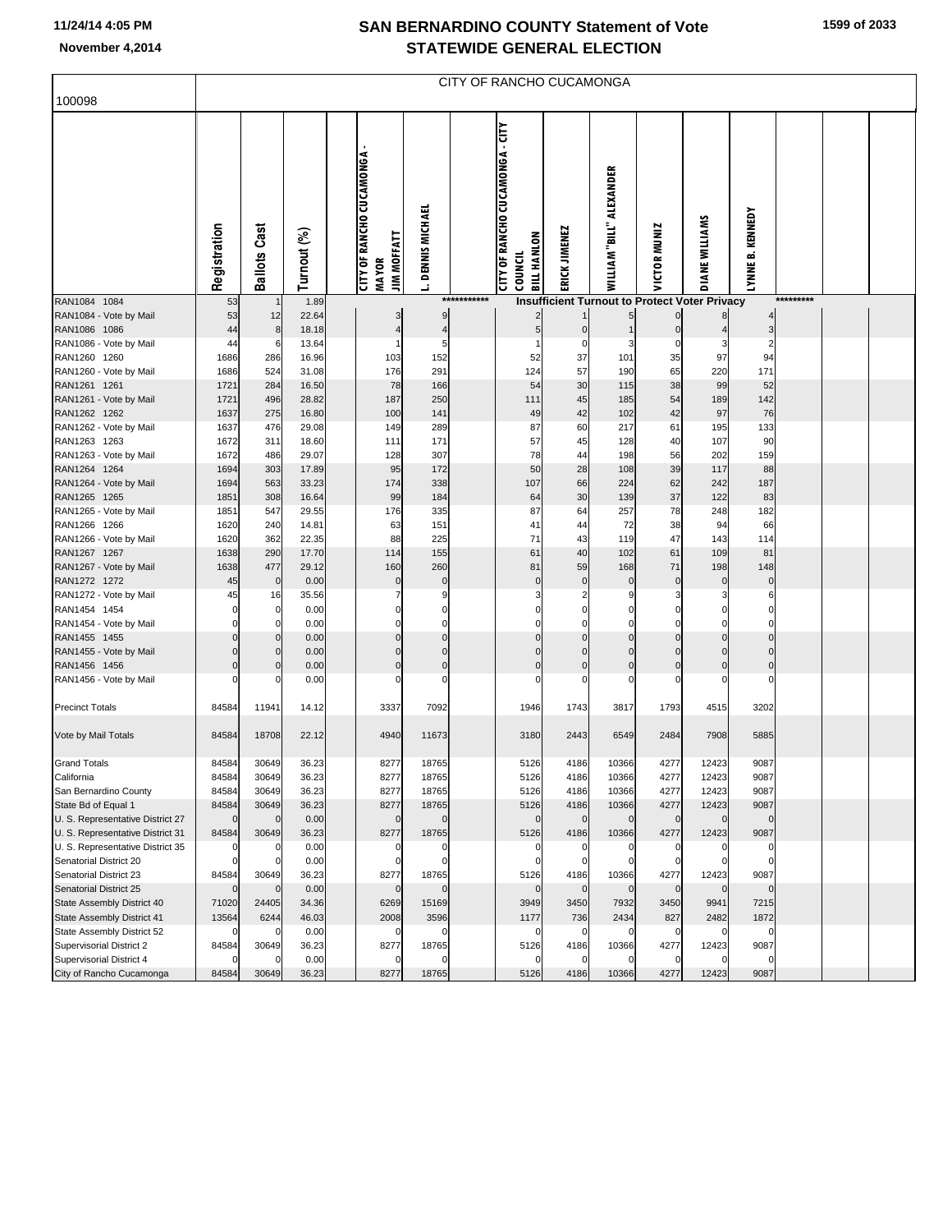# SAN BERNARDINO COUNTY Statement of Vote
## STATEWIDE GENERAL ELECTION

November 4,2014

CITY OF RANCHO CUCAMONGA

100098

| | Registration | Ballots Cast | Turnout (%) | | CITY OF RANCHO CUCAMONGA - MAYOR JIM MOFFATT | L. DENNIS MICHAEL | | CITY OF RANCHO CUCAMONGA - CITY COUNCIL BILL HANLON | ERICK JIMENEZ | WILLIAM "BILL" ALEXANDER | VICTOR MUNIZ | DIANE WILLIAMS | LYNNE B. KENNEDY | | | |
|---|---|---|---|---|---|---|---|---|---|---|---|---|---|---|---|---|
| RAN1084 1084 | 53 | 1 | 1.89 | | | | *********** | Insufficient Turnout to Protect Voter Privacy | | | | | | ********* | | |
| RAN1084 - Vote by Mail | 53 | 12 | 22.64 | | 3 | 9 | | 2 | 1 | 5 | 0 | 8 | 4 | | | |
| RAN1086 1086 | 44 | 8 | 18.18 | | 4 | 4 | | 5 | 0 | 1 | 0 | 4 | 3 | | | |
| RAN1086 - Vote by Mail | 44 | 6 | 13.64 | | 1 | 5 | | 1 | 0 | 3 | 0 | 3 | 2 | | | |
| RAN1260 1260 | 1686 | 286 | 16.96 | | 103 | 152 | | 52 | 37 | 101 | 35 | 97 | 94 | | | |
| RAN1260 - Vote by Mail | 1686 | 524 | 31.08 | | 176 | 291 | | 124 | 57 | 190 | 65 | 220 | 171 | | | |
| RAN1261 1261 | 1721 | 284 | 16.50 | | 78 | 166 | | 54 | 30 | 115 | 38 | 99 | 52 | | | |
| RAN1261 - Vote by Mail | 1721 | 496 | 28.82 | | 187 | 250 | | 111 | 45 | 185 | 54 | 189 | 142 | | | |
| RAN1262 1262 | 1637 | 275 | 16.80 | | 100 | 141 | | 49 | 42 | 102 | 42 | 97 | 76 | | | |
| RAN1262 - Vote by Mail | 1637 | 476 | 29.08 | | 149 | 289 | | 87 | 60 | 217 | 61 | 195 | 133 | | | |
| RAN1263 1263 | 1672 | 311 | 18.60 | | 111 | 171 | | 57 | 45 | 128 | 40 | 107 | 90 | | | |
| RAN1263 - Vote by Mail | 1672 | 486 | 29.07 | | 128 | 307 | | 78 | 44 | 198 | 56 | 202 | 159 | | | |
| RAN1264 1264 | 1694 | 303 | 17.89 | | 95 | 172 | | 50 | 28 | 108 | 39 | 117 | 88 | | | |
| RAN1264 - Vote by Mail | 1694 | 563 | 33.23 | | 174 | 338 | | 107 | 66 | 224 | 62 | 242 | 187 | | | |
| RAN1265 1265 | 1851 | 308 | 16.64 | | 99 | 184 | | 64 | 30 | 139 | 37 | 122 | 83 | | | |
| RAN1265 - Vote by Mail | 1851 | 547 | 29.55 | | 176 | 335 | | 87 | 64 | 257 | 78 | 248 | 182 | | | |
| RAN1266 1266 | 1620 | 240 | 14.81 | | 63 | 151 | | 41 | 44 | 72 | 38 | 94 | 66 | | | |
| RAN1266 - Vote by Mail | 1620 | 362 | 22.35 | | 88 | 225 | | 71 | 43 | 119 | 47 | 143 | 114 | | | |
| RAN1267 1267 | 1638 | 290 | 17.70 | | 114 | 155 | | 61 | 40 | 102 | 61 | 109 | 81 | | | |
| RAN1267 - Vote by Mail | 1638 | 477 | 29.12 | | 160 | 260 | | 81 | 59 | 168 | 71 | 198 | 148 | | | |
| RAN1272 1272 | 45 | 0 | 0.00 | | 0 | 0 | | 0 | 0 | 0 | 0 | 0 | 0 | | | |
| RAN1272 - Vote by Mail | 45 | 16 | 35.56 | | 7 | 9 | | 3 | 2 | 9 | 3 | 3 | 6 | | | |
| RAN1454 1454 | 0 | 0 | 0.00 | | 0 | 0 | | 0 | 0 | 0 | 0 | 0 | 0 | | | |
| RAN1454 - Vote by Mail | 0 | 0 | 0.00 | | 0 | 0 | | 0 | 0 | 0 | 0 | 0 | 0 | | | |
| RAN1455 1455 | 0 | 0 | 0.00 | | 0 | 0 | | 0 | 0 | 0 | 0 | 0 | 0 | | | |
| RAN1455 - Vote by Mail | 0 | 0 | 0.00 | | 0 | 0 | | 0 | 0 | 0 | 0 | 0 | 0 | | | |
| RAN1456 1456 | 0 | 0 | 0.00 | | 0 | 0 | | 0 | 0 | 0 | 0 | 0 | 0 | | | |
| RAN1456 - Vote by Mail | 0 | 0 | 0.00 | | 0 | 0 | | 0 | 0 | 0 | 0 | 0 | 0 | | | |
| Precinct Totals | 84584 | 11941 | 14.12 | | 3337 | 7092 | | 1946 | 1743 | 3817 | 1793 | 4515 | 3202 | | | |
| Vote by Mail Totals | 84584 | 18708 | 22.12 | | 4940 | 11673 | | 3180 | 2443 | 6549 | 2484 | 7908 | 5885 | | | |
| Grand Totals | 84584 | 30649 | 36.23 | | 8277 | 18765 | | 5126 | 4186 | 10366 | 4277 | 12423 | 9087 | | | |
| California | 84584 | 30649 | 36.23 | | 8277 | 18765 | | 5126 | 4186 | 10366 | 4277 | 12423 | 9087 | | | |
| San Bernardino County | 84584 | 30649 | 36.23 | | 8277 | 18765 | | 5126 | 4186 | 10366 | 4277 | 12423 | 9087 | | | |
| State Bd of Equal 1 | 84584 | 30649 | 36.23 | | 8277 | 18765 | | 5126 | 4186 | 10366 | 4277 | 12423 | 9087 | | | |
| U. S. Representative District 27 | 0 | 0 | 0.00 | | 0 | 0 | | 0 | 0 | 0 | 0 | 0 | 0 | | | |
| U. S. Representative District 31 | 84584 | 30649 | 36.23 | | 8277 | 18765 | | 5126 | 4186 | 10366 | 4277 | 12423 | 9087 | | | |
| U. S. Representative District 35 | 0 | 0 | 0.00 | | 0 | 0 | | 0 | 0 | 0 | 0 | 0 | 0 | | | |
| Senatorial District 20 | 0 | 0 | 0.00 | | 0 | 0 | | 0 | 0 | 0 | 0 | 0 | 0 | | | |
| Senatorial District 23 | 84584 | 30649 | 36.23 | | 8277 | 18765 | | 5126 | 4186 | 10366 | 4277 | 12423 | 9087 | | | |
| Senatorial District 25 | 0 | 0 | 0.00 | | 0 | 0 | | 0 | 0 | 0 | 0 | 0 | 0 | | | |
| State Assembly District 40 | 71020 | 24405 | 34.36 | | 6269 | 15169 | | 3949 | 3450 | 7932 | 3450 | 9941 | 7215 | | | |
| State Assembly District 41 | 13564 | 6244 | 46.03 | | 2008 | 3596 | | 1177 | 736 | 2434 | 827 | 2482 | 1872 | | | |
| State Assembly District 52 | 0 | 0 | 0.00 | | 0 | 0 | | 0 | 0 | 0 | 0 | 0 | 0 | | | |
| Supervisorial District 2 | 84584 | 30649 | 36.23 | | 8277 | 18765 | | 5126 | 4186 | 10366 | 4277 | 12423 | 9087 | | | |
| Supervisorial District 4 | 0 | 0 | 0.00 | | 0 | 0 | | 0 | 0 | 0 | 0 | 0 | 0 | | | |
| City of Rancho Cucamonga | 84584 | 30649 | 36.23 | | 8277 | 18765 | | 5126 | 4186 | 10366 | 4277 | 12423 | 9087 | | | |